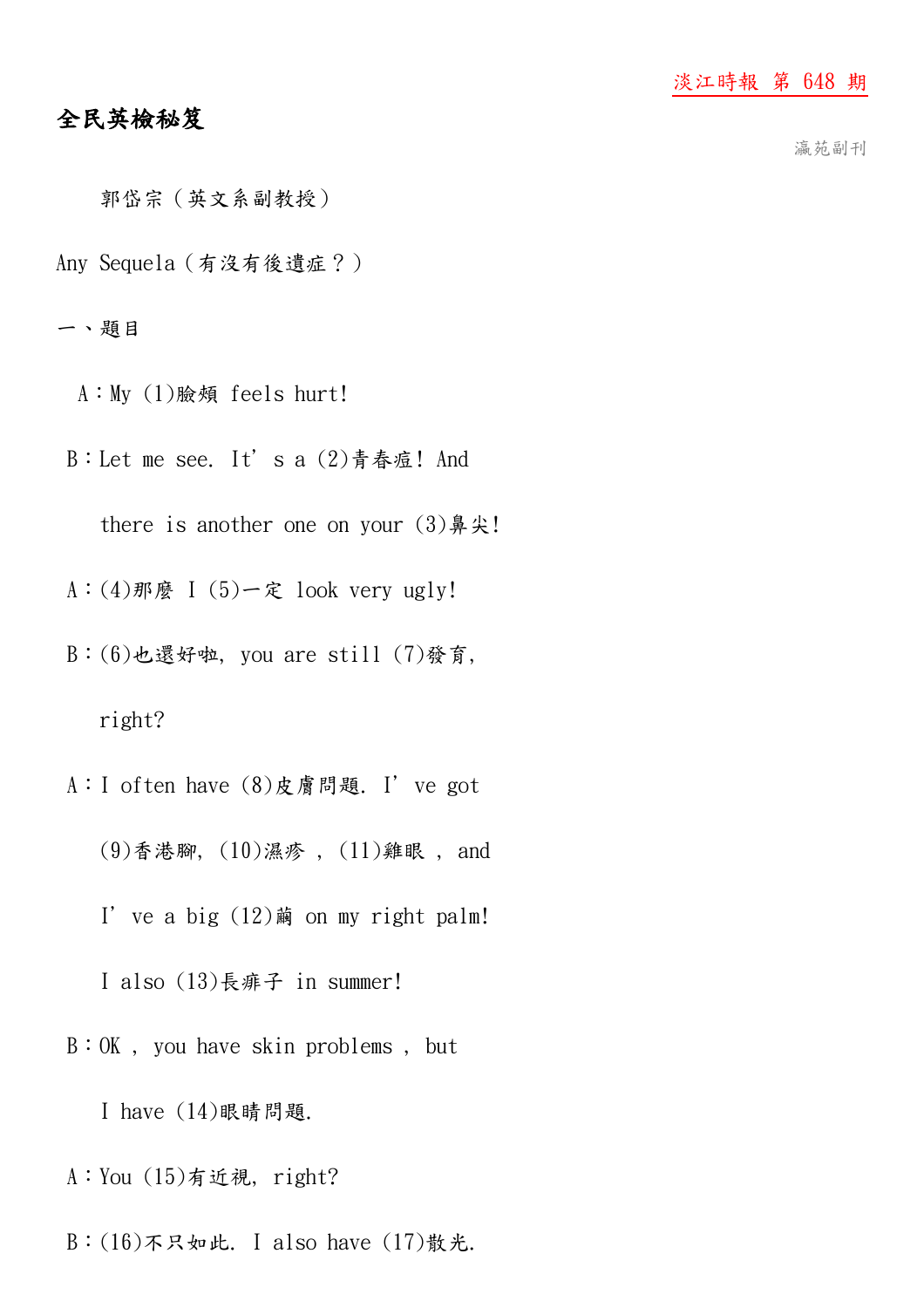淡江時報 第 648 期

瀛苑副刊

# 全民英檢秘笈

郭岱宗（英文系副教授）

Any Sequela（有沒有後遺症？）

一、題目

A：My (1)臉頰 feels hurt!

B：Let me see. It’s a (2)青春痘! And there is another one on your (3)鼻尖!

A：(4)那麼 I (5)一定 look very ugly!

B：(6)也還好啦, you are still (7)發育, right?

A：I often have (8)皮膚問題. I’ve got (9)香港腳, (10)濕疹 , (11)雞眼 , and I’ve a big (12)繭 on my right palm! I also (13)長痱子 in summer!

B：OK , you have skin problems , but I have (14)眼睛問題.

A：You (15)有近視, right?

B：(16)不只如此. I also have (17)散光.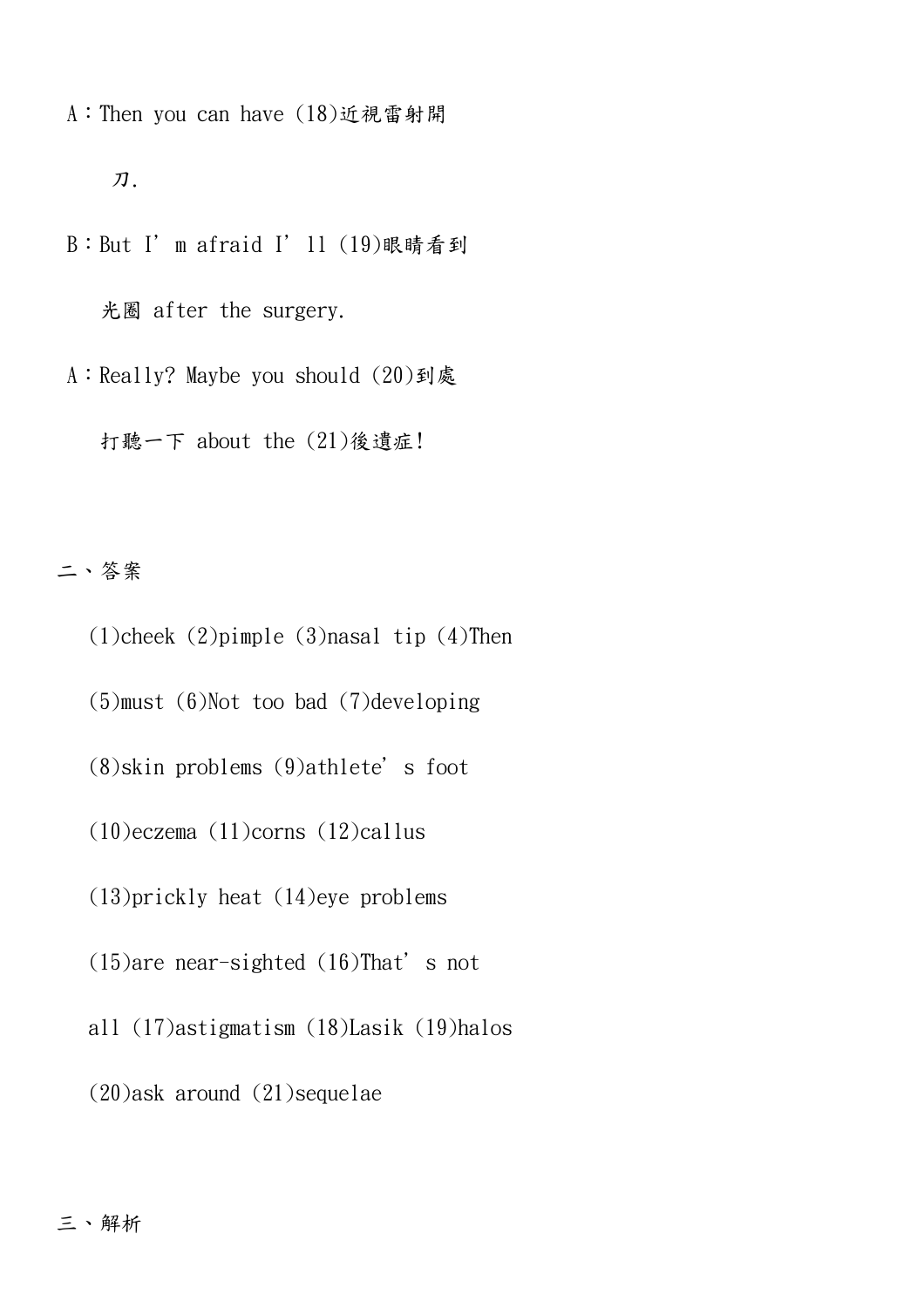A：Then you can have (18)近視雷射開刀.

B：But I’m afraid I’ll (19)眼睛看到光圈 after the surgery.

A：Really? Maybe you should (20)到處打聽一下 about the (21)後遺症!

## 二、答案

(1)cheek (2)pimple (3)nasal tip (4)Then (5)must (6)Not too bad (7)developing (8)skin problems (9)athlete’s foot (10)eczema (11)corns (12)callus (13)prickly heat (14)eye problems (15)are near-sighted (16)That’s not all (17)astigmatism (18)Lasik (19)halos (20)ask around (21)sequelae

## 三、解析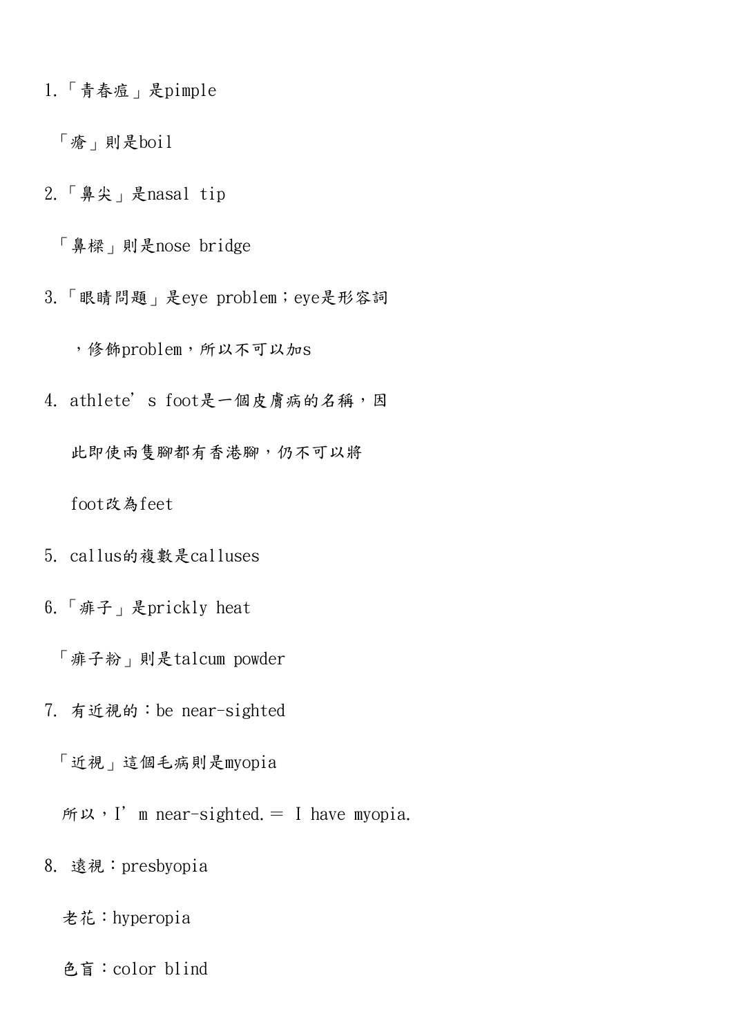1.「青春痘」是pimple

「瘡」則是boil

2.「鼻尖」是nasal tip

「鼻樑」則是nose bridge

3.「眼睛問題」是eye problem；eye是形容詞

，修飾problem，所以不可以加s

4. athlete's foot是一個皮膚病的名稱，因

此即使兩隻腳都有香港腳，仍不可以將

foot改為feet

5. callus的複數是calluses

6.「痱子」是prickly heat

「痱子粉」則是talcum powder

7. 有近視的：be near-sighted

「近視」這個毛病則是myopia

所以，I'm near-sighted. = I have myopia.

8. 遠視：presbyopia

老花：hyperopia

色盲：color blind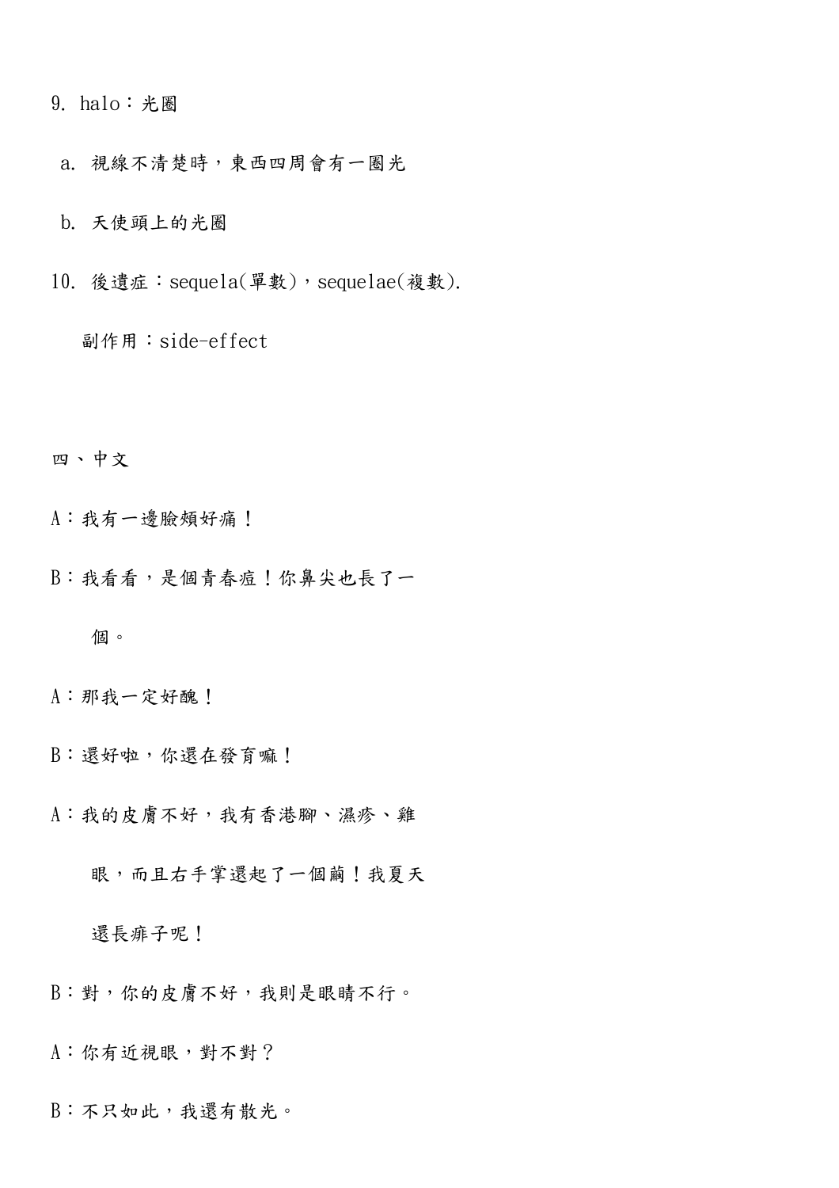9. halo：光圈

a. 視線不清楚時，東西四周會有一圈光

b. 天使頭上的光圈

10. 後遺症：sequela(單數)，sequelae(複數).

副作用：side-effect

四、中文

A：我有一邊臉頰好痛！

B：我看看，是個青春痘！你鼻尖也長了一個。

A：那我一定好醜！

B：還好啦，你還在發育嘛！

A：我的皮膚不好，我有香港腳、濕疹、雞眼，而且右手掌還起了一個繭！我夏天還長痱子呢！

B：對，你的皮膚不好，我則是眼睛不行。

A：你有近視眼，對不對？

B：不只如此，我還有散光。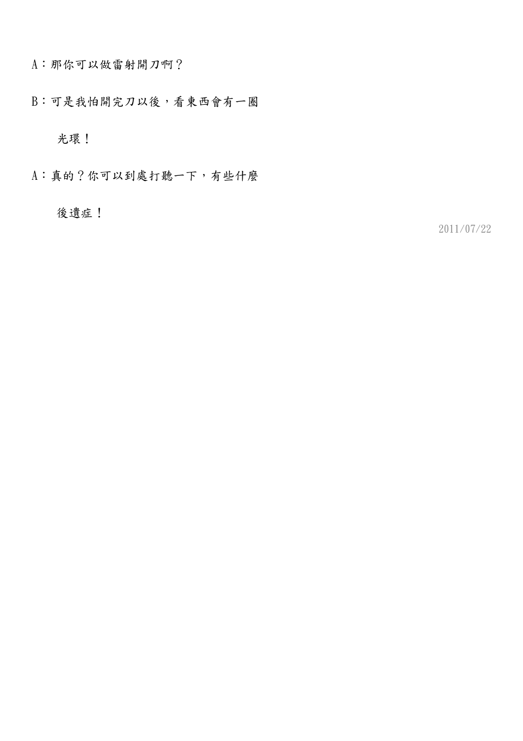A：那你可以做雷射開刀啊？

B：可是我怕開完刀以後，看東西會有一圈光環！

A：真的？你可以到處打聽一下，有些什麼後遺症！

2011/07/22